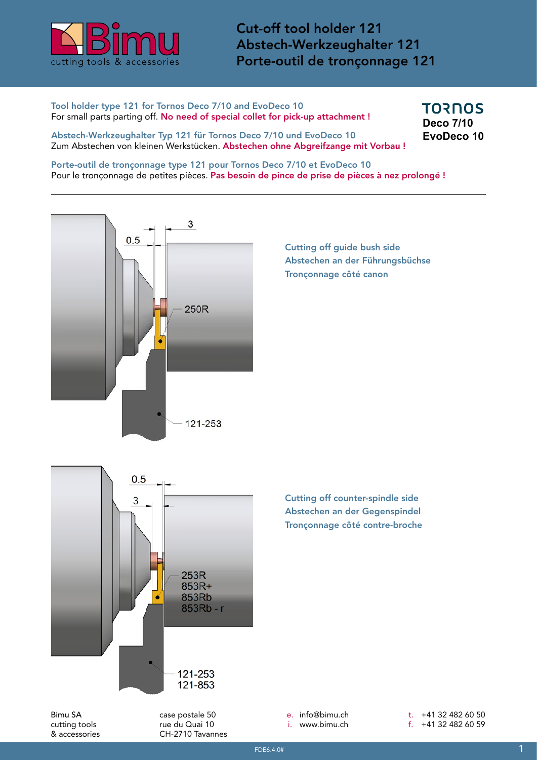# Cut-off tool holder 121
# Abstech-Werkzeughalter 121
# Porte-outil de tronçonnage 121

Bimu cutting tools & accessories

**Tool holder type 121 for Tornos Deco 7/10 and EvoDeco 10**
For small parts parting off. **No need of special collet for pick-up attachment !**

**Abstech-Werkzeughalter Typ 121 für Tornos Deco 7/10 und EvoDeco 10**
Zum Abstechen von kleinen Werkstücken. **Abstechen ohne Abgreifzange mit Vorbau !**

**Porte-outil de tronçonnage type 121 pour Tornos Deco 7/10 et EvoDeco 10**
Pour le tronçonnage de petites pièces. **Pas besoin de pince de prise de pièces à nez prolongé !**

TORNOS
Deco 7/10
EvoDeco 10

---

0.5 3

250R

121-253

Cutting off guide bush side
Abstechen an der Führungsbüchse
Tronçonnage côté canon

0.5 3

253R
853R+
853Rb
853Rb - r

121-253
121-853

Cutting off counter-spindle side
Abstechen an der Gegenspindel
Tronçonnage côté contre-broche

Bimu SA
cutting tools
& accessories

case postale 50
rue du Quai 10
CH-2710 Tavannes

e. info@bimu.ch
i. www.bimu.ch

t. +41 32 482 60 50
f. +41 32 482 60 59

FDE6.4.0#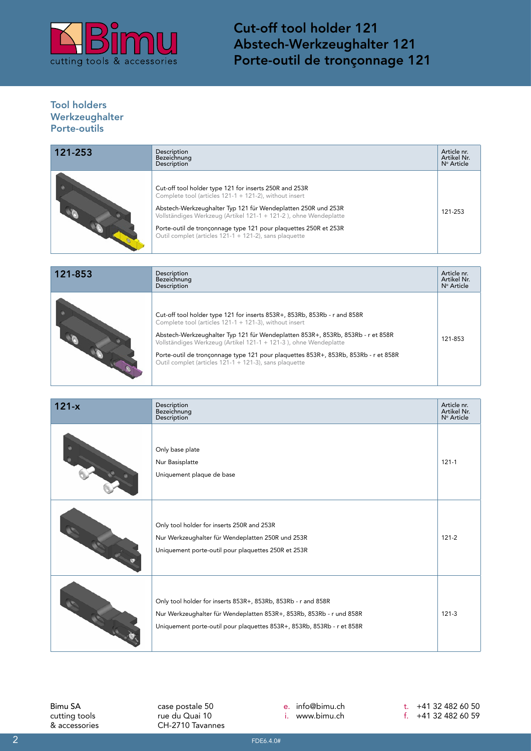# Cut-off tool holder 121
# Abstech-Werkzeughalter 121
# Porte-outil de tronçonnage 121

## Tool holders
## Werkzeughalter
## Porte-outils

| 121-253 | Description<br>Bezeichnung<br>Description | Article nr.<br>Artikel Nr.<br>N° Article |
|---|---|---|
| | Cut-off tool holder type 121 for inserts 250R and 253R<br>Complete tool (articles 121-1 + 121-2), without insert<br><br>Abstech-Werkzeughalter Typ 121 für Wendeplatten 250R und 253R<br>Vollständiges Werkzeug (Artikel 121-1 + 121-2 ), ohne Wendeplatte<br><br>Porte-outil de tronçonnage type 121 pour plaquettes 250R et 253R<br>Outil complet (articles 121-1 + 121-2), sans plaquette | 121-253 |

| 121-853 | Description<br>Bezeichnung<br>Description | Article nr.<br>Artikel Nr.<br>N° Article |
|---|---|---|
| | Cut-off tool holder type 121 for inserts 853R+, 853Rb, 853Rb - r and 858R<br>Complete tool (articles 121-1 + 121-3), without insert<br><br>Abstech-Werkzeughalter Typ 121 für Wendeplatten 853R+, 853Rb, 853Rb - r et 858R<br>Vollständiges Werkzeug (Artikel 121-1 + 121-3 ), ohne Wendeplatte<br><br>Porte-outil de tronçonnage type 121 pour plaquettes 853R+, 853Rb, 853Rb - r et 858R<br>Outil complet (articles 121-1 + 121-3), sans plaquette | 121-853 |

| 121-x | Description<br>Bezeichnung<br>Description | Article nr.<br>Artikel Nr.<br>N° Article |
|---|---|---|
| | Only base plate<br><br>Nur Basisplatte<br><br>Uniquement plaque de base | 121-1 |
| | Only tool holder for inserts 250R and 253R<br><br>Nur Werkzeughalter für Wendeplatten 250R und 253R<br><br>Uniquement porte-outil pour plaquettes 250R et 253R | 121-2 |
| | Only tool holder for inserts 853R+, 853Rb, 853Rb - r and 858R<br><br>Nur Werkzeughalter für Wendeplatten 853R+, 853Rb, 853Rb - r und 858R<br><br>Uniquement porte-outil pour plaquettes 853R+, 853Rb, 853Rb - r et 858R | 121-3 |

Bimu SA
cutting tools
& accessories

case postale 50
rue du Quai 10
CH-2710 Tavannes

e. info@bimu.ch
i. www.bimu.ch

t. +41 32 482 60 50
f. +41 32 482 60 59

FDE6.4.0#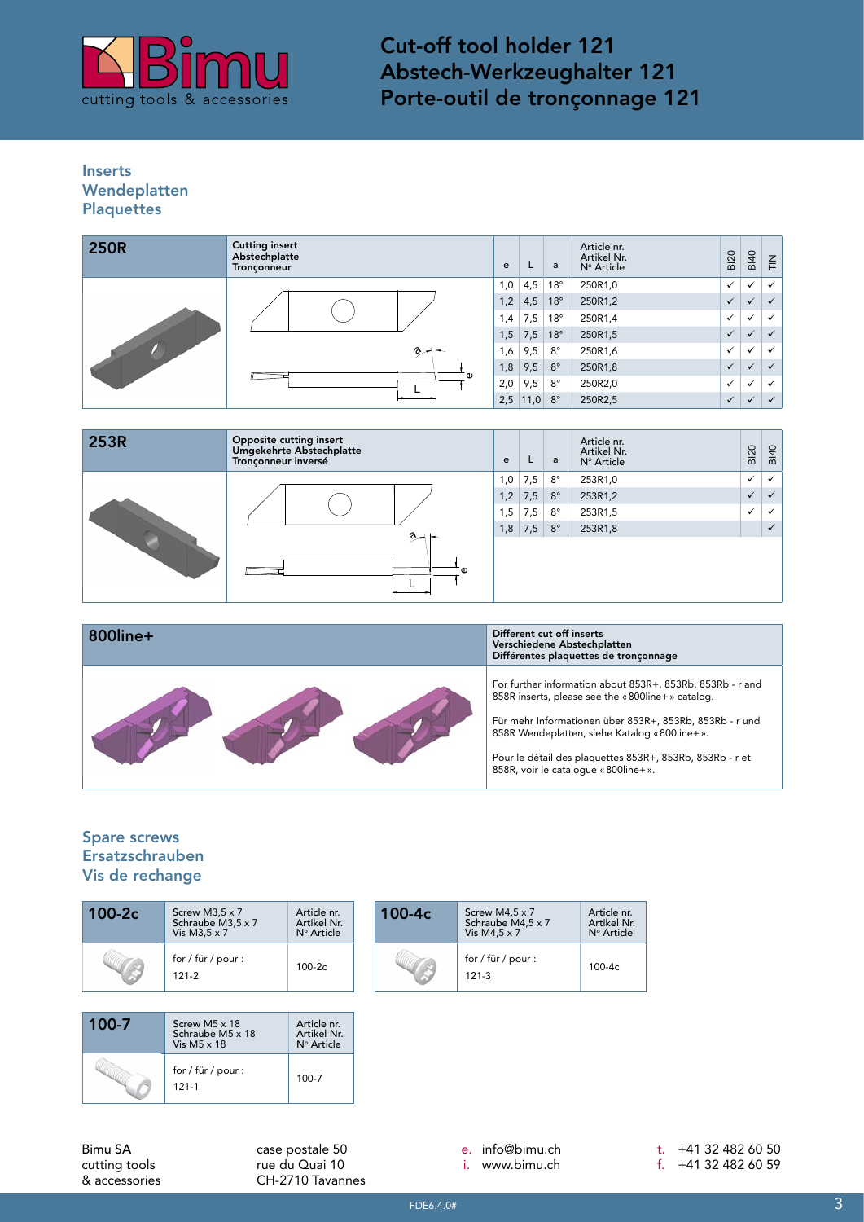# Cut-off tool holder 121
# Abstech-Werkzeughalter 121
# Porte-outil de tronçonnage 121

## Inserts
## Wendeplatten
## Plaquettes

### 250R

Cutting insert
Abstechplatte
Tronçonneur

| e | L | a | Article nr. / Artikel Nr. / N° Article | BI20 | BI40 | TIN |
|---|---|---|---|---|---|---|
| 1,0 | 4,5 | 18° | 250R1,0 | ✓ | ✓ | ✓ |
| 1,2 | 4,5 | 18° | 250R1,2 | ✓ | ✓ | ✓ |
| 1,4 | 7,5 | 18° | 250R1,4 | ✓ | ✓ | ✓ |
| 1,5 | 7,5 | 18° | 250R1,5 | ✓ | ✓ | ✓ |
| 1,6 | 9,5 | 8° | 250R1,6 | ✓ | ✓ | ✓ |
| 1,8 | 9,5 | 8° | 250R1,8 | ✓ | ✓ | ✓ |
| 2,0 | 9,5 | 8° | 250R2,0 | ✓ | ✓ | ✓ |
| 2,5 | 11,0 | 8° | 250R2,5 | ✓ | ✓ | ✓ |

### 253R

Opposite cutting insert
Umgekehrte Abstechplatte
Tronçonneur inversé

| e | L | a | Article nr. / Artikel Nr. / N° Article | BI20 | BI40 |
|---|---|---|---|---|---|
| 1,0 | 7,5 | 8° | 253R1,0 | ✓ | ✓ |
| 1,2 | 7,5 | 8° | 253R1,2 | ✓ | ✓ |
| 1,5 | 7,5 | 8° | 253R1,5 | ✓ | ✓ |
| 1,8 | 7,5 | 8° | 253R1,8 | | ✓ |

### 800line+

Different cut off inserts
Verschiedene Abstechplatten
Différentes plaquettes de tronçonnage

For further information about 853R+, 853Rb, 853Rb - r and 858R inserts, please see the « 800line+ » catalog.

Für mehr Informationen über 853R+, 853Rb, 853Rb - r und 858R Wendeplatten, siehe Katalog « 800line+ ».

Pour le détail des plaquettes 853R+, 853Rb, 853Rb - r et 858R, voir le catalogue « 800line+ ».

## Spare screws
## Ersatzschrauben
## Vis de rechange

| 100-2c | Screw M3,5 x 7 / Schraube M3,5 x 7 / Vis M3,5 x 7 | Article nr. / Artikel Nr. / N° Article |
|---|---|---|
| | for / für / pour : 121-2 | 100-2c |

| 100-4c | Screw M4,5 x 7 / Schraube M4,5 x 7 / Vis M4,5 x 7 | Article nr. / Artikel Nr. / N° Article |
|---|---|---|
| | for / für / pour : 121-3 | 100-4c |

| 100-7 | Screw M5 x 18 / Schraube M5 x 18 / Vis M5 x 18 | Article nr. / Artikel Nr. / N° Article |
|---|---|---|
| | for / für / pour : 121-1 | 100-7 |

Bimu SA
cutting tools
& accessories

case postale 50
rue du Quai 10
CH-2710 Tavannes

e. info@bimu.ch
i. www.bimu.ch

t. +41 32 482 60 50
f. +41 32 482 60 59

FDE6.4.0#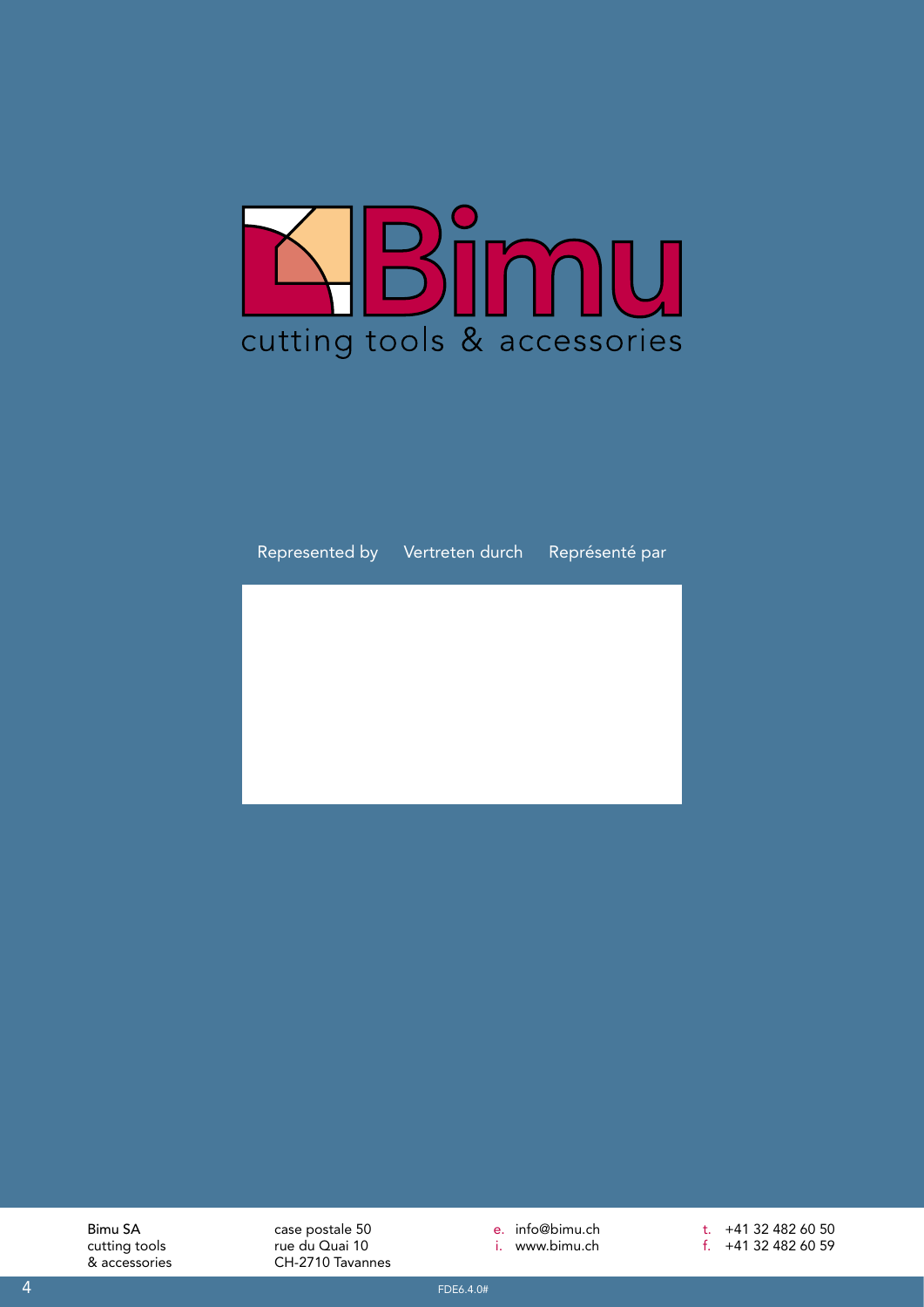# Bimu

cutting tools & accessories

Represented by    Vertreten durch    Représenté par

Bimu SA
cutting tools
& accessories

case postale 50
rue du Quai 10
CH-2710 Tavannes

e. info@bimu.ch
i. www.bimu.ch

t. +41 32 482 60 50
f. +41 32 482 60 59

FDE6.4.0#